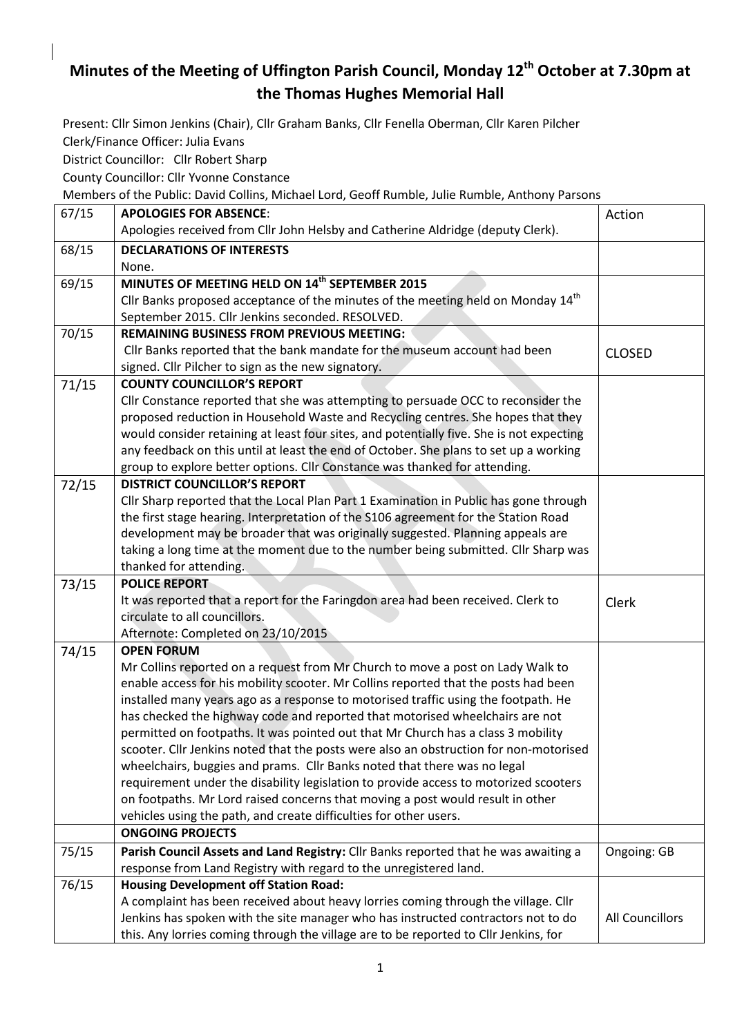# Minutes of the Meeting of Uffington Parish Council, Monday 12th October at 7.30pm at the Thomas Hughes Memorial Hall

Present: Cllr Simon Jenkins (Chair), Cllr Graham Banks, Cllr Fenella Oberman, Cllr Karen Pilcher

Clerk/Finance Officer: Julia Evans

District Councillor: Cllr Robert Sharp

County Councillor: Cllr Yvonne Constance

Members of the Public: David Collins, Michael Lord, Geoff Rumble, Julie Rumble, Anthony Parsons

| 67/15 | **APOLOGIES FOR ABSENCE**:<br>Apologies received from Cllr John Helsby and Catherine Aldridge (deputy Clerk). | Action |
|---|---|---|
| 68/15 | **DECLARATIONS OF INTERESTS**<br>None. | |
| 69/15 | **MINUTES OF MEETING HELD ON 14th SEPTEMBER 2015**<br>Cllr Banks proposed acceptance of the minutes of the meeting held on Monday 14th September 2015. Cllr Jenkins seconded. RESOLVED. | |
| 70/15 | **REMAINING BUSINESS FROM PREVIOUS MEETING:**<br>Cllr Banks reported that the bank mandate for the museum account had been signed. Cllr Pilcher to sign as the new signatory. | CLOSED |
| 71/15 | **COUNTY COUNCILLOR'S REPORT**<br>Cllr Constance reported that she was attempting to persuade OCC to reconsider the proposed reduction in Household Waste and Recycling centres. She hopes that they would consider retaining at least four sites, and potentially five. She is not expecting any feedback on this until at least the end of October. She plans to set up a working group to explore better options. Cllr Constance was thanked for attending. | |
| 72/15 | **DISTRICT COUNCILLOR'S REPORT**<br>Cllr Sharp reported that the Local Plan Part 1 Examination in Public has gone through the first stage hearing. Interpretation of the S106 agreement for the Station Road development may be broader that was originally suggested. Planning appeals are taking a long time at the moment due to the number being submitted. Cllr Sharp was thanked for attending. | |
| 73/15 | **POLICE REPORT**<br>It was reported that a report for the Faringdon area had been received. Clerk to circulate to all councillors.<br>Afternote: Completed on 23/10/2015 | Clerk |
| 74/15 | **OPEN FORUM**<br>Mr Collins reported on a request from Mr Church to move a post on Lady Walk to enable access for his mobility scooter. Mr Collins reported that the posts had been installed many years ago as a response to motorised traffic using the footpath. He has checked the highway code and reported that motorised wheelchairs are not permitted on footpaths. It was pointed out that Mr Church has a class 3 mobility scooter. Cllr Jenkins noted that the posts were also an obstruction for non-motorised wheelchairs, buggies and prams. Cllr Banks noted that there was no legal requirement under the disability legislation to provide access to motorized scooters on footpaths. Mr Lord raised concerns that moving a post would result in other vehicles using the path, and create difficulties for other users. | |
| | **ONGOING PROJECTS** | |
| 75/15 | **Parish Council Assets and Land Registry:** Cllr Banks reported that he was awaiting a response from Land Registry with regard to the unregistered land. | Ongoing: GB |
| 76/15 | **Housing Development off Station Road:**<br>A complaint has been received about heavy lorries coming through the village. Cllr Jenkins has spoken with the site manager who has instructed contractors not to do this. Any lorries coming through the village are to be reported to Cllr Jenkins, for | All Councillors |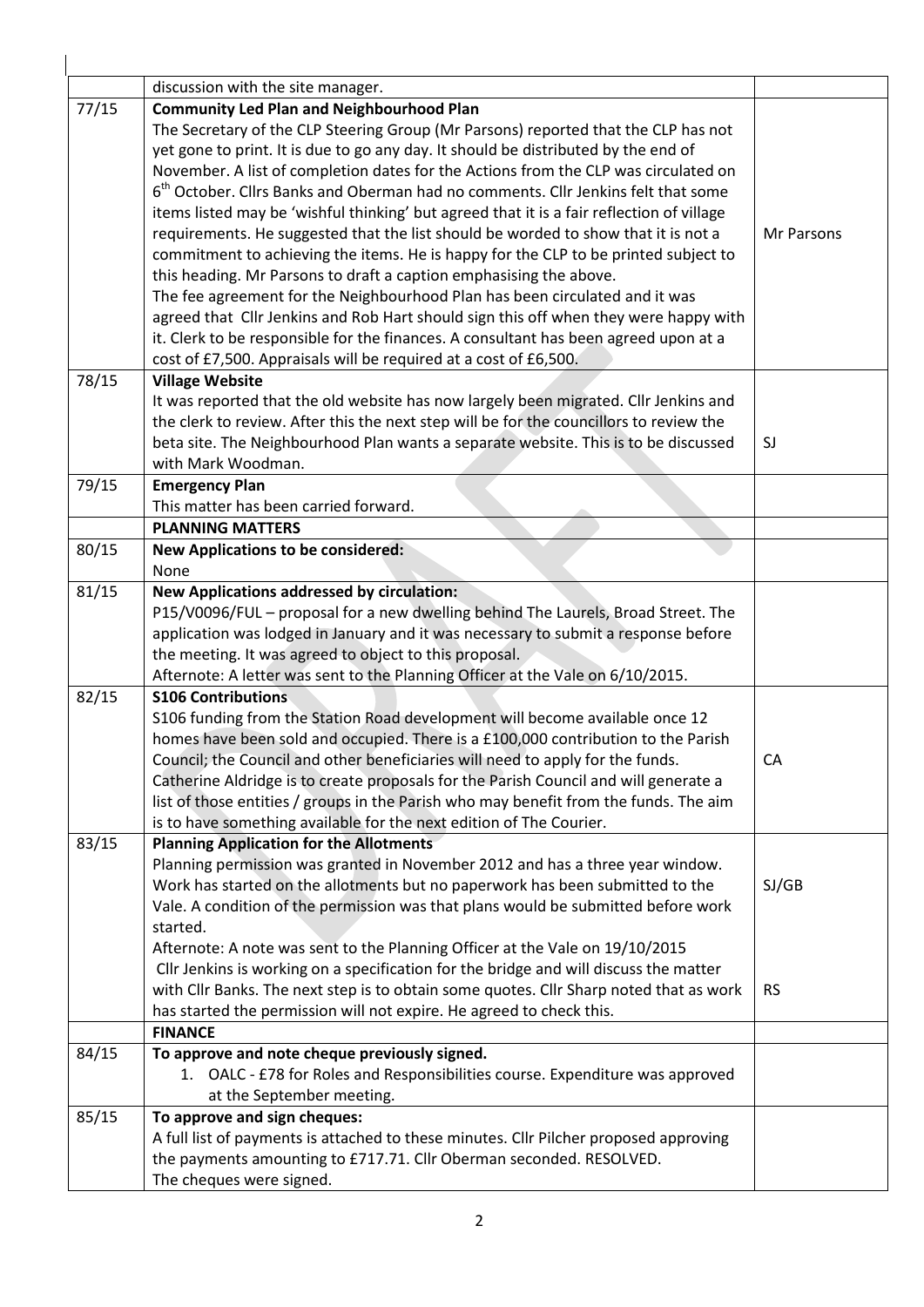| | | |
|---|---|---|
| | discussion with the site manager. | |
| 77/15 | **Community Led Plan and Neighbourhood Plan**<br>The Secretary of the CLP Steering Group (Mr Parsons) reported that the CLP has not yet gone to print. It is due to go any day. It should be distributed by the end of November. A list of completion dates for the Actions from the CLP was circulated on 6th October. Cllrs Banks and Oberman had no comments. Cllr Jenkins felt that some items listed may be 'wishful thinking' but agreed that it is a fair reflection of village requirements. He suggested that the list should be worded to show that it is not a commitment to achieving the items. He is happy for the CLP to be printed subject to this heading. Mr Parsons to draft a caption emphasising the above.<br>The fee agreement for the Neighbourhood Plan has been circulated and it was agreed that Cllr Jenkins and Rob Hart should sign this off when they were happy with it. Clerk to be responsible for the finances. A consultant has been agreed upon at a cost of £7,500. Appraisals will be required at a cost of £6,500. | Mr Parsons |
| 78/15 | **Village Website**<br>It was reported that the old website has now largely been migrated. Cllr Jenkins and the clerk to review. After this the next step will be for the councillors to review the beta site. The Neighbourhood Plan wants a separate website. This is to be discussed with Mark Woodman. | SJ |
| 79/15 | **Emergency Plan**<br>This matter has been carried forward. | |
| | **PLANNING MATTERS** | |
| 80/15 | **New Applications to be considered:**<br>None | |
| 81/15 | **New Applications addressed by circulation:**<br>P15/V0096/FUL – proposal for a new dwelling behind The Laurels, Broad Street. The application was lodged in January and it was necessary to submit a response before the meeting. It was agreed to object to this proposal.<br>Afternote: A letter was sent to the Planning Officer at the Vale on 6/10/2015. | |
| 82/15 | **S106 Contributions**<br>S106 funding from the Station Road development will become available once 12 homes have been sold and occupied. There is a £100,000 contribution to the Parish Council; the Council and other beneficiaries will need to apply for the funds. Catherine Aldridge is to create proposals for the Parish Council and will generate a list of those entities / groups in the Parish who may benefit from the funds. The aim is to have something available for the next edition of The Courier. | CA |
| 83/15 | **Planning Application for the Allotments**<br>Planning permission was granted in November 2012 and has a three year window. Work has started on the allotments but no paperwork has been submitted to the Vale. A condition of the permission was that plans would be submitted before work started.<br>Afternote: A note was sent to the Planning Officer at the Vale on 19/10/2015<br>Cllr Jenkins is working on a specification for the bridge and will discuss the matter with Cllr Banks. The next step is to obtain some quotes. Cllr Sharp noted that as work has started the permission will not expire. He agreed to check this. | SJ/GB<br><br>RS |
| | **FINANCE** | |
| 84/15 | **To approve and note cheque previously signed.**<br>1. OALC - £78 for Roles and Responsibilities course. Expenditure was approved at the September meeting. | |
| 85/15 | **To approve and sign cheques:**<br>A full list of payments is attached to these minutes. Cllr Pilcher proposed approving the payments amounting to £717.71. Cllr Oberman seconded. RESOLVED.<br>The cheques were signed. | |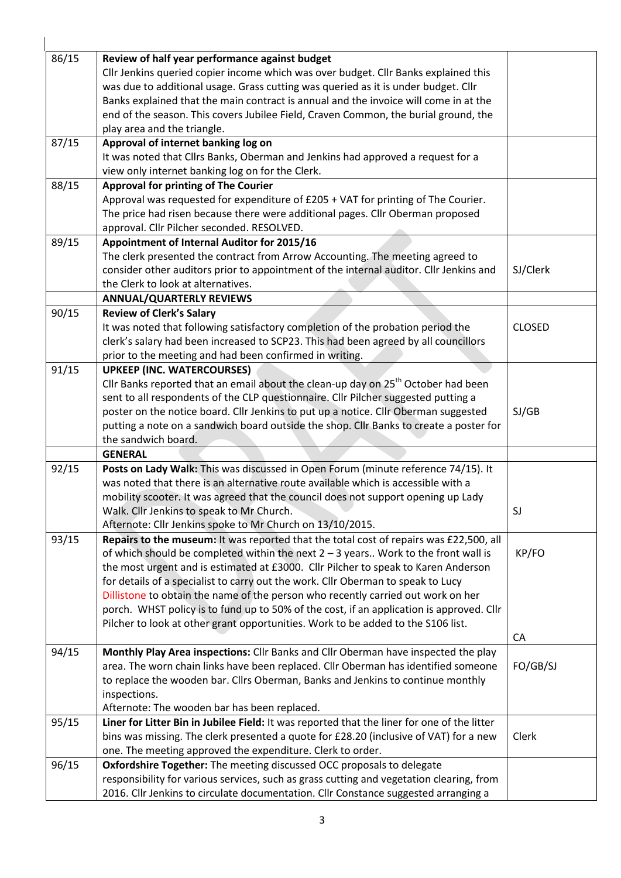| | | |
|---|---|---|
| 86/15 | **Review of half year performance against budget**<br>Cllr Jenkins queried copier income which was over budget. Cllr Banks explained this was due to additional usage. Grass cutting was queried as it is under budget. Cllr Banks explained that the main contract is annual and the invoice will come in at the end of the season. This covers Jubilee Field, Craven Common, the burial ground, the play area and the triangle. | |
| 87/15 | **Approval of internet banking log on**<br>It was noted that Cllrs Banks, Oberman and Jenkins had approved a request for a view only internet banking log on for the Clerk. | |
| 88/15 | **Approval for printing of The Courier**<br>Approval was requested for expenditure of £205 + VAT for printing of The Courier. The price had risen because there were additional pages. Cllr Oberman proposed approval. Cllr Pilcher seconded. RESOLVED. | |
| 89/15 | **Appointment of Internal Auditor for 2015/16**<br>The clerk presented the contract from Arrow Accounting. The meeting agreed to consider other auditors prior to appointment of the internal auditor. Cllr Jenkins and the Clerk to look at alternatives. | SJ/Clerk |
| | **ANNUAL/QUARTERLY REVIEWS** | |
| 90/15 | **Review of Clerk's Salary**<br>It was noted that following satisfactory completion of the probation period the clerk's salary had been increased to SCP23. This had been agreed by all councillors prior to the meeting and had been confirmed in writing. | CLOSED |
| 91/15 | **UPKEEP (INC. WATERCOURSES)**<br>Cllr Banks reported that an email about the clean-up day on 25th October had been sent to all respondents of the CLP questionnaire. Cllr Pilcher suggested putting a poster on the notice board. Cllr Jenkins to put up a notice. Cllr Oberman suggested putting a note on a sandwich board outside the shop. Cllr Banks to create a poster for the sandwich board. | SJ/GB |
| | **GENERAL** | |
| 92/15 | **Posts on Lady Walk:** This was discussed in Open Forum (minute reference 74/15). It was noted that there is an alternative route available which is accessible with a mobility scooter. It was agreed that the council does not support opening up Lady Walk. Cllr Jenkins to speak to Mr Church.<br>Afternote: Cllr Jenkins spoke to Mr Church on 13/10/2015. | SJ |
| 93/15 | **Repairs to the museum:** It was reported that the total cost of repairs was £22,500, all of which should be completed within the next 2 – 3 years.. Work to the front wall is the most urgent and is estimated at £3000. Cllr Pilcher to speak to Karen Anderson for details of a specialist to carry out the work. Cllr Oberman to speak to Lucy Dillistone to obtain the name of the person who recently carried out work on her porch. WHST policy is to fund up to 50% of the cost, if an application is approved. Cllr Pilcher to look at other grant opportunities. Work to be added to the S106 list. | KP/FO<br><br>CA |
| 94/15 | **Monthly Play Area inspections:** Cllr Banks and Cllr Oberman have inspected the play area. The worn chain links have been replaced. Cllr Oberman has identified someone to replace the wooden bar. Cllrs Oberman, Banks and Jenkins to continue monthly inspections.<br>Afternote: The wooden bar has been replaced. | FO/GB/SJ |
| 95/15 | **Liner for Litter Bin in Jubilee Field:** It was reported that the liner for one of the litter bins was missing. The clerk presented a quote for £28.20 (inclusive of VAT) for a new one. The meeting approved the expenditure. Clerk to order. | Clerk |
| 96/15 | **Oxfordshire Together:** The meeting discussed OCC proposals to delegate responsibility for various services, such as grass cutting and vegetation clearing, from 2016. Cllr Jenkins to circulate documentation. Cllr Constance suggested arranging a | |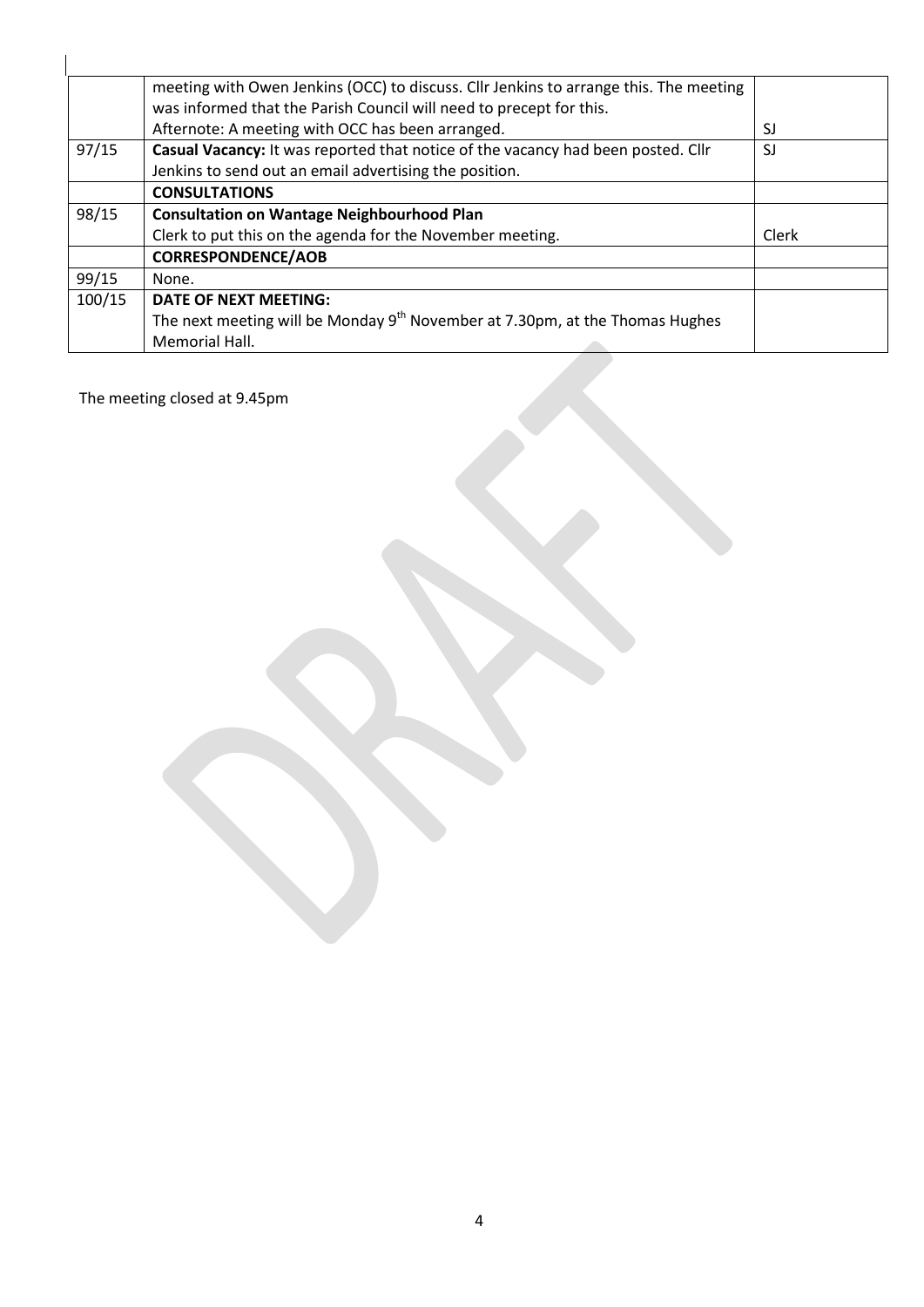| | | |
|---|---|---|
| | meeting with Owen Jenkins (OCC) to discuss. Cllr Jenkins to arrange this. The meeting was informed that the Parish Council will need to precept for this.<br>Afternote: A meeting with OCC has been arranged. | SJ |
| 97/15 | **Casual Vacancy:** It was reported that notice of the vacancy had been posted. Cllr Jenkins to send out an email advertising the position. | SJ |
| | **CONSULTATIONS** | |
| 98/15 | **Consultation on Wantage Neighbourhood Plan**<br>Clerk to put this on the agenda for the November meeting. | Clerk |
| | **CORRESPONDENCE/AOB** | |
| 99/15 | None. | |
| 100/15 | **DATE OF NEXT MEETING:**<br>The next meeting will be Monday 9th November at 7.30pm, at the Thomas Hughes Memorial Hall. | |

The meeting closed at 9.45pm

DRAFT